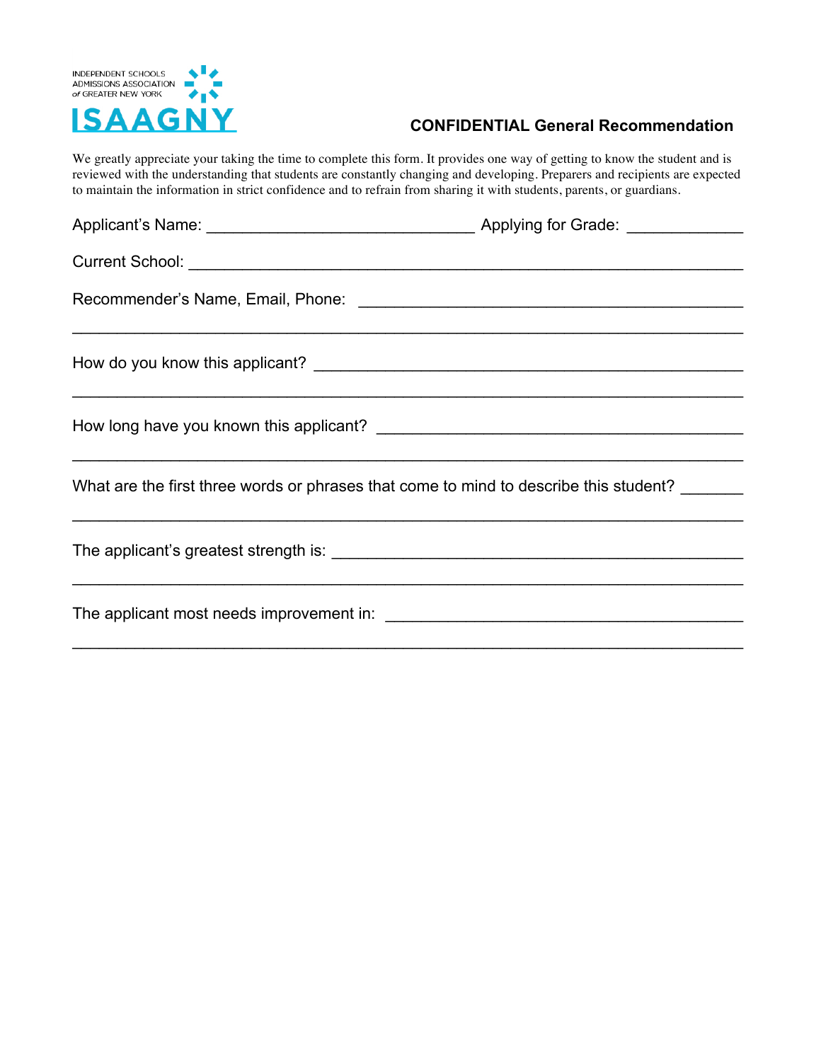INDEPENDENT SCHOOLS
ADMISSIONS ASSOCIATION
of GREATER NEW YORK

**ISAAGNY**

## CONFIDENTIAL General Recommendation

We greatly appreciate your taking the time to complete this form. It provides one way of getting to know the student and is reviewed with the understanding that students are constantly changing and developing. Preparers and recipients are expected to maintain the information in strict confidence and to refrain from sharing it with students, parents, or guardians.

Applicant's Name: ______________________________ Applying for Grade: ____________

Current School: ________________________________________________________________

Recommender's Name, Email, Phone: ___________________________________________

______________________________________________________________________________

How do you know this applicant? ______________________________________________

______________________________________________________________________________

How long have you known this applicant? ______________________________________

______________________________________________________________________________

What are the first three words or phrases that come to mind to describe this student? _______

______________________________________________________________________________

The applicant's greatest strength is: _____________________________________________

______________________________________________________________________________

The applicant most needs improvement in: ________________________________________

______________________________________________________________________________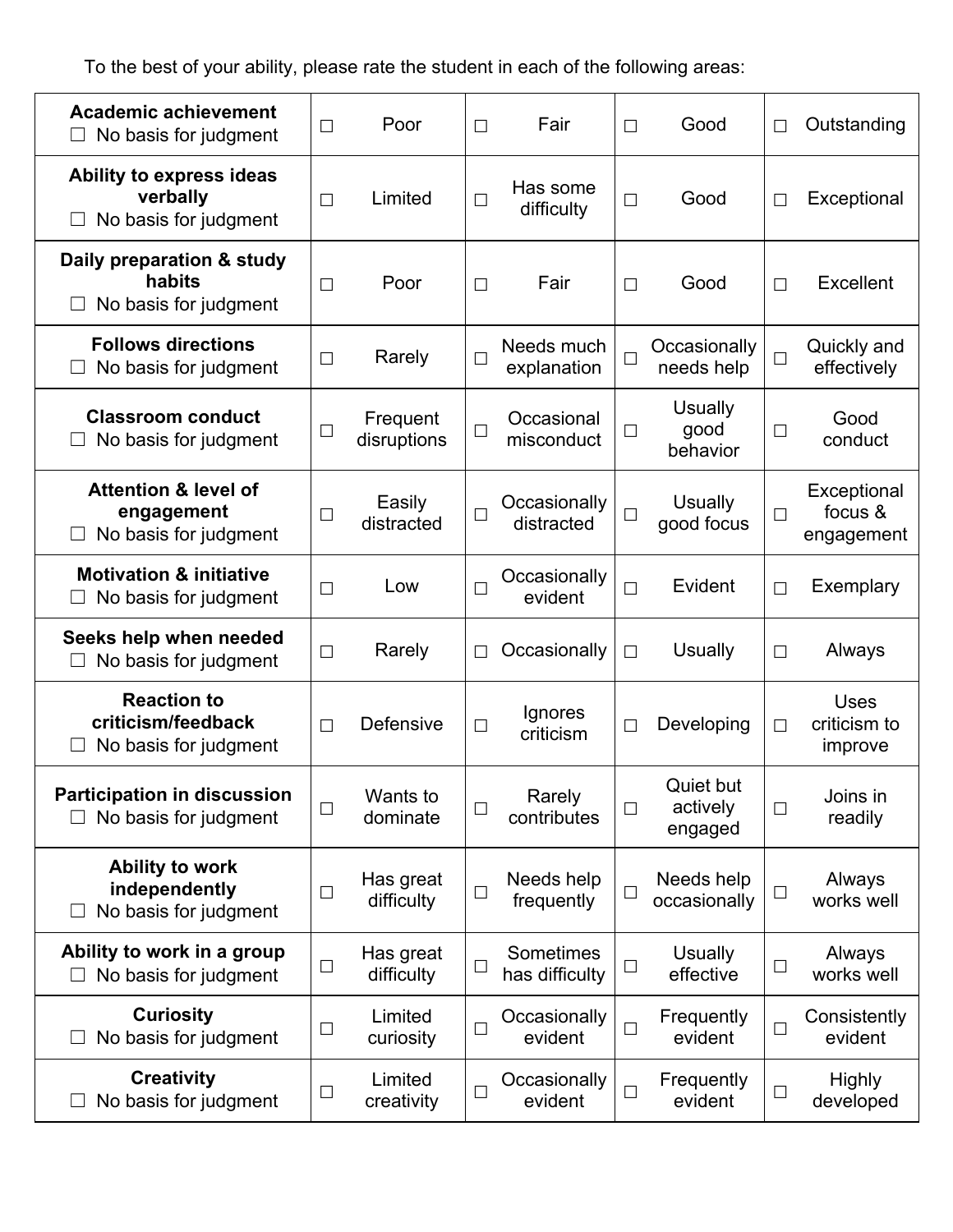To the best of your ability, please rate the student in each of the following areas:

| | | | | |
|---|---|---|---|---|
| **Academic achievement** ☐ No basis for judgment | ☐ Poor | ☐ Fair | ☐ Good | ☐ Outstanding |
| **Ability to express ideas verbally** ☐ No basis for judgment | ☐ Limited | ☐ Has some difficulty | ☐ Good | ☐ Exceptional |
| **Daily preparation & study habits** ☐ No basis for judgment | ☐ Poor | ☐ Fair | ☐ Good | ☐ Excellent |
| **Follows directions** ☐ No basis for judgment | ☐ Rarely | ☐ Needs much explanation | ☐ Occasionally needs help | ☐ Quickly and effectively |
| **Classroom conduct** ☐ No basis for judgment | ☐ Frequent disruptions | ☐ Occasional misconduct | ☐ Usually good behavior | ☐ Good conduct |
| **Attention & level of engagement** ☐ No basis for judgment | ☐ Easily distracted | ☐ Occasionally distracted | ☐ Usually good focus | ☐ Exceptional focus & engagement |
| **Motivation & initiative** ☐ No basis for judgment | ☐ Low | ☐ Occasionally evident | ☐ Evident | ☐ Exemplary |
| **Seeks help when needed** ☐ No basis for judgment | ☐ Rarely | ☐ Occasionally | ☐ Usually | ☐ Always |
| **Reaction to criticism/feedback** ☐ No basis for judgment | ☐ Defensive | ☐ Ignores criticism | ☐ Developing | ☐ Uses criticism to improve |
| **Participation in discussion** ☐ No basis for judgment | ☐ Wants to dominate | ☐ Rarely contributes | ☐ Quiet but actively engaged | ☐ Joins in readily |
| **Ability to work independently** ☐ No basis for judgment | ☐ Has great difficulty | ☐ Needs help frequently | ☐ Needs help occasionally | ☐ Always works well |
| **Ability to work in a group** ☐ No basis for judgment | ☐ Has great difficulty | ☐ Sometimes has difficulty | ☐ Usually effective | ☐ Always works well |
| **Curiosity** ☐ No basis for judgment | ☐ Limited curiosity | ☐ Occasionally evident | ☐ Frequently evident | ☐ Consistently evident |
| **Creativity** ☐ No basis for judgment | ☐ Limited creativity | ☐ Occasionally evident | ☐ Frequently evident | ☐ Highly developed |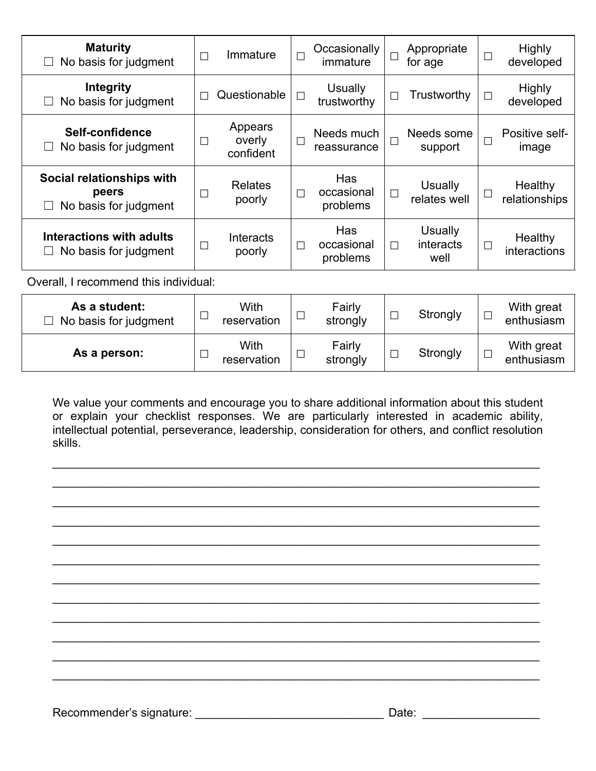| | | | | |
|---|---|---|---|---|
| **Maturity**<br>☐ No basis for judgment | ☐ Immature | ☐ Occasionally immature | ☐ Appropriate for age | ☐ Highly developed |
| **Integrity**<br>☐ No basis for judgment | ☐ Questionable | ☐ Usually trustworthy | ☐ Trustworthy | ☐ Highly developed |
| **Self-confidence**<br>☐ No basis for judgment | ☐ Appears overly confident | ☐ Needs much reassurance | ☐ Needs some support | ☐ Positive self-image |
| **Social relationships with peers**<br>☐ No basis for judgment | ☐ Relates poorly | ☐ Has occasional problems | ☐ Usually relates well | ☐ Healthy relationships |
| **Interactions with adults**<br>☐ No basis for judgment | ☐ Interacts poorly | ☐ Has occasional problems | ☐ Usually interacts well | ☐ Healthy interactions |

Overall, I recommend this individual:

| | | | | |
|---|---|---|---|---|
| **As a student:**<br>☐ No basis for judgment | ☐ With reservation | ☐ Fairly strongly | ☐ Strongly | ☐ With great enthusiasm |
| **As a person:** | ☐ With reservation | ☐ Fairly strongly | ☐ Strongly | ☐ With great enthusiasm |

We value your comments and encourage you to share additional information about this student or explain your checklist responses. We are particularly interested in academic ability, intellectual potential, perseverance, leadership, consideration for others, and conflict resolution skills.

_______________________________________________________________________________

_______________________________________________________________________________

_______________________________________________________________________________

_______________________________________________________________________________

_______________________________________________________________________________

_______________________________________________________________________________

_______________________________________________________________________________

_______________________________________________________________________________

_______________________________________________________________________________

_______________________________________________________________________________

_______________________________________________________________________________

_______________________________________________________________________________

Recommender's signature: ______________________________ Date: __________________